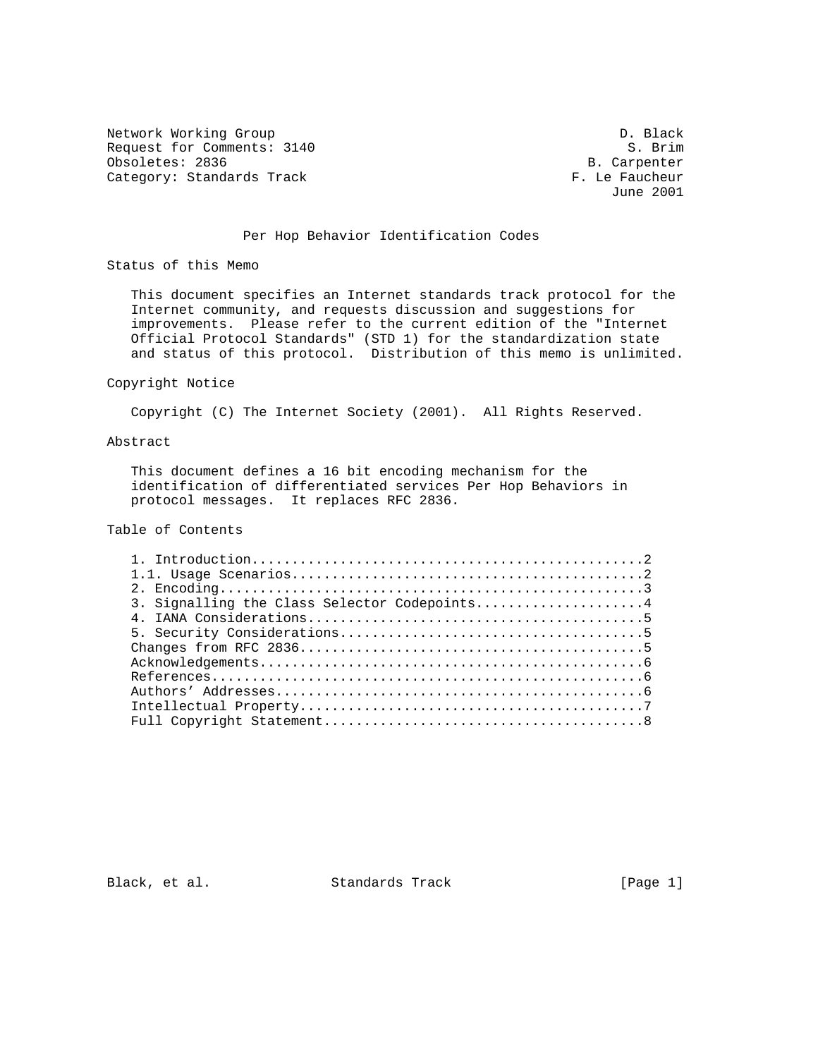Network Working Group D. Black
Request for Comments: 3140 S. Brim
Obsoletes: 2836 B. Carpenter
Category: Standards Track F. Le Faucheur
June 2001

# Per Hop Behavior Identification Codes

## Status of this Memo

This document specifies an Internet standards track protocol for the Internet community, and requests discussion and suggestions for improvements. Please refer to the current edition of the "Internet Official Protocol Standards" (STD 1) for the standardization state and status of this protocol. Distribution of this memo is unlimited.

## Copyright Notice

Copyright (C) The Internet Society (2001). All Rights Reserved.

## Abstract

This document defines a 16 bit encoding mechanism for the identification of differentiated services Per Hop Behaviors in protocol messages. It replaces RFC 2836.

## Table of Contents

1. Introduction................................................2
1.1. Usage Scenarios...........................................2
2. Encoding....................................................3
3. Signalling the Class Selector Codepoints.....................4
4. IANA Considerations.........................................5
5. Security Considerations.....................................5
Changes from RFC 2836..........................................5
Acknowledgements...............................................6
References.....................................................6
Authors' Addresses.............................................6
Intellectual Property..........................................7
Full Copyright Statement.......................................8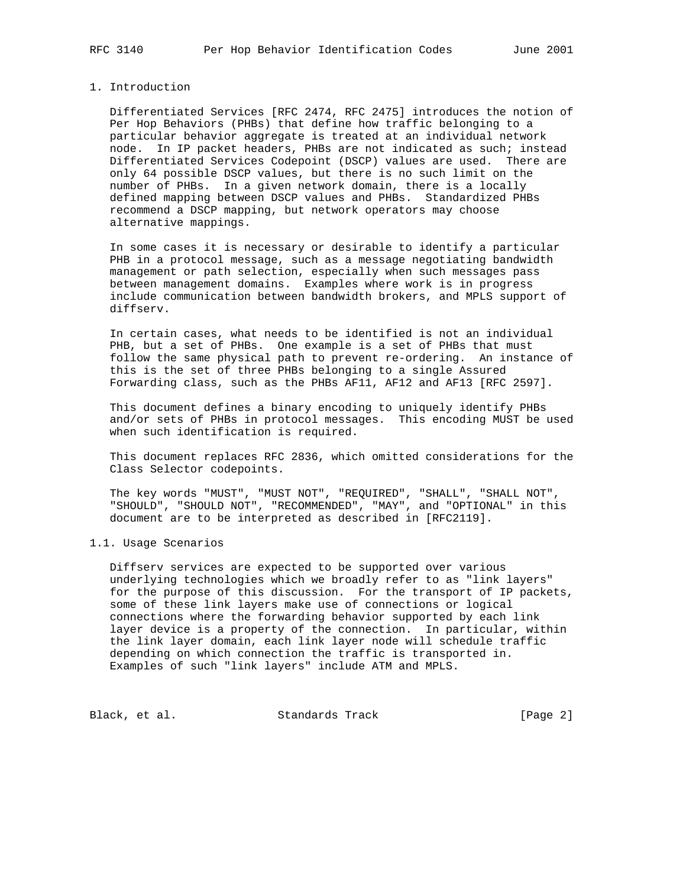# 1. Introduction

Differentiated Services [RFC 2474, RFC 2475] introduces the notion of Per Hop Behaviors (PHBs) that define how traffic belonging to a particular behavior aggregate is treated at an individual network node. In IP packet headers, PHBs are not indicated as such; instead Differentiated Services Codepoint (DSCP) values are used. There are only 64 possible DSCP values, but there is no such limit on the number of PHBs. In a given network domain, there is a locally defined mapping between DSCP values and PHBs. Standardized PHBs recommend a DSCP mapping, but network operators may choose alternative mappings.

In some cases it is necessary or desirable to identify a particular PHB in a protocol message, such as a message negotiating bandwidth management or path selection, especially when such messages pass between management domains. Examples where work is in progress include communication between bandwidth brokers, and MPLS support of diffserv.

In certain cases, what needs to be identified is not an individual PHB, but a set of PHBs. One example is a set of PHBs that must follow the same physical path to prevent re-ordering. An instance of this is the set of three PHBs belonging to a single Assured Forwarding class, such as the PHBs AF11, AF12 and AF13 [RFC 2597].

This document defines a binary encoding to uniquely identify PHBs and/or sets of PHBs in protocol messages. This encoding MUST be used when such identification is required.

This document replaces RFC 2836, which omitted considerations for the Class Selector codepoints.

The key words "MUST", "MUST NOT", "REQUIRED", "SHALL", "SHALL NOT", "SHOULD", "SHOULD NOT", "RECOMMENDED", "MAY", and "OPTIONAL" in this document are to be interpreted as described in [RFC2119].

## 1.1. Usage Scenarios

Diffserv services are expected to be supported over various underlying technologies which we broadly refer to as "link layers" for the purpose of this discussion. For the transport of IP packets, some of these link layers make use of connections or logical connections where the forwarding behavior supported by each link layer device is a property of the connection. In particular, within the link layer domain, each link layer node will schedule traffic depending on which connection the traffic is transported in. Examples of such "link layers" include ATM and MPLS.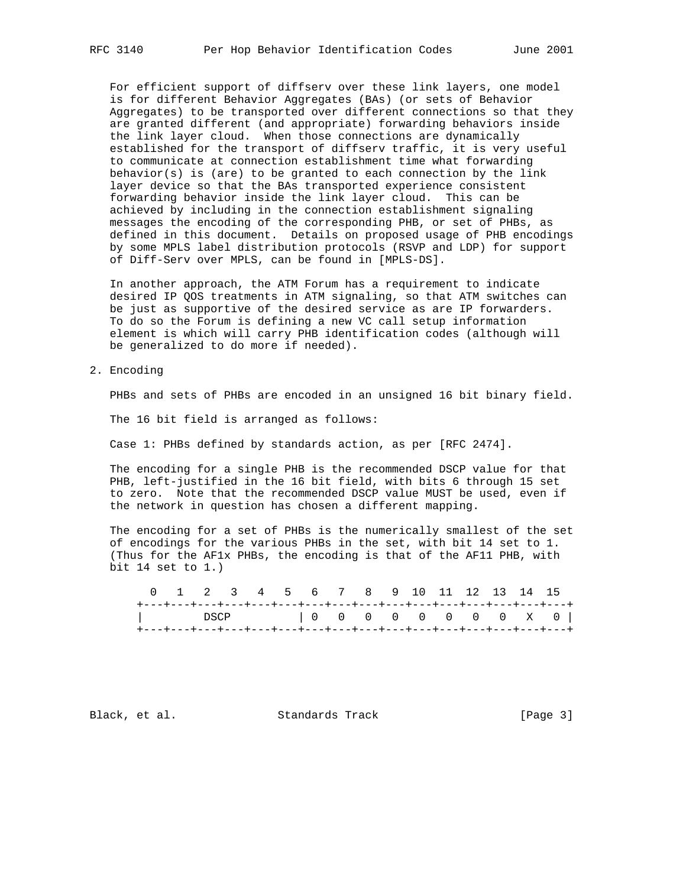For efficient support of diffserv over these link layers, one model is for different Behavior Aggregates (BAs) (or sets of Behavior Aggregates) to be transported over different connections so that they are granted different (and appropriate) forwarding behaviors inside the link layer cloud. When those connections are dynamically established for the transport of diffserv traffic, it is very useful to communicate at connection establishment time what forwarding behavior(s) is (are) to be granted to each connection by the link layer device so that the BAs transported experience consistent forwarding behavior inside the link layer cloud. This can be achieved by including in the connection establishment signaling messages the encoding of the corresponding PHB, or set of PHBs, as defined in this document. Details on proposed usage of PHB encodings by some MPLS label distribution protocols (RSVP and LDP) for support of Diff-Serv over MPLS, can be found in [MPLS-DS].

In another approach, the ATM Forum has a requirement to indicate desired IP QOS treatments in ATM signaling, so that ATM switches can be just as supportive of the desired service as are IP forwarders. To do so the Forum is defining a new VC call setup information element is which will carry PHB identification codes (although will be generalized to do more if needed).

## 2. Encoding

PHBs and sets of PHBs are encoded in an unsigned 16 bit binary field.

The 16 bit field is arranged as follows:

Case 1: PHBs defined by standards action, as per [RFC 2474].

The encoding for a single PHB is the recommended DSCP value for that PHB, left-justified in the 16 bit field, with bits 6 through 15 set to zero. Note that the recommended DSCP value MUST be used, even if the network in question has chosen a different mapping.

The encoding for a set of PHBs is the numerically smallest of the set of encodings for the various PHBs in the set, with bit 14 set to 1. (Thus for the AF1x PHBs, the encoding is that of the AF11 PHB, with bit 14 set to 1.)

```
  0   1   2   3   4   5   6   7   8   9  10  11  12  13  14  15
+---+---+---+---+---+---+---+---+---+---+---+---+---+---+---+---+
|         DSCP          | 0   0   0   0   0   0   0   0   X   0 |
+---+---+---+---+---+---+---+---+---+---+---+---+---+---+---+---+
```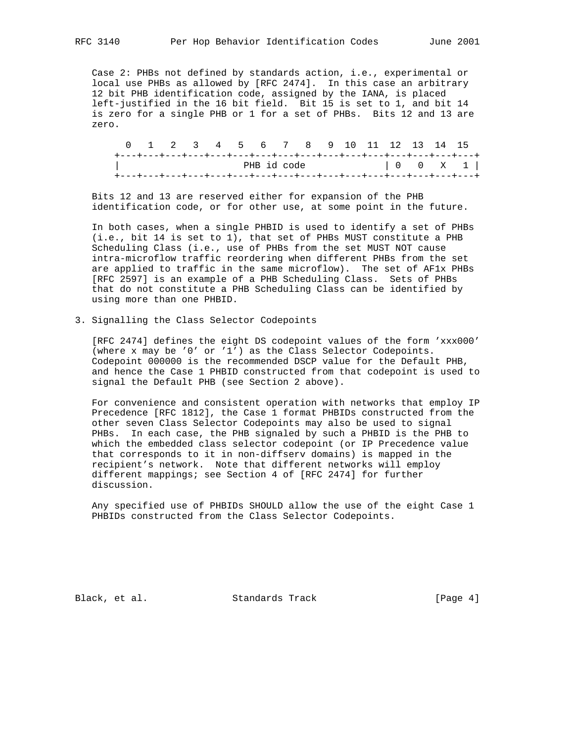Case 2: PHBs not defined by standards action, i.e., experimental or local use PHBs as allowed by [RFC 2474]. In this case an arbitrary 12 bit PHB identification code, assigned by the IANA, is placed left-justified in the 16 bit field. Bit 15 is set to 1, and bit 14 is zero for a single PHB or 1 for a set of PHBs. Bits 12 and 13 are zero.

```
  0   1   2   3   4   5   6   7   8   9  10  11  12  13  14  15
+---+---+---+---+---+---+---+---+---+---+---+---+---+---+---+---+
|                    PHB id code                | 0   0   X   1 |
+---+---+---+---+---+---+---+---+---+---+---+---+---+---+---+---+
```

Bits 12 and 13 are reserved either for expansion of the PHB identification code, or for other use, at some point in the future.

In both cases, when a single PHBID is used to identify a set of PHBs (i.e., bit 14 is set to 1), that set of PHBs MUST constitute a PHB Scheduling Class (i.e., use of PHBs from the set MUST NOT cause intra-microflow traffic reordering when different PHBs from the set are applied to traffic in the same microflow). The set of AF1x PHBs [RFC 2597] is an example of a PHB Scheduling Class. Sets of PHBs that do not constitute a PHB Scheduling Class can be identified by using more than one PHBID.

## 3. Signalling the Class Selector Codepoints

[RFC 2474] defines the eight DS codepoint values of the form 'xxx000' (where x may be '0' or '1') as the Class Selector Codepoints. Codepoint 000000 is the recommended DSCP value for the Default PHB, and hence the Case 1 PHBID constructed from that codepoint is used to signal the Default PHB (see Section 2 above).

For convenience and consistent operation with networks that employ IP Precedence [RFC 1812], the Case 1 format PHBIDs constructed from the other seven Class Selector Codepoints may also be used to signal PHBs. In each case, the PHB signaled by such a PHBID is the PHB to which the embedded class selector codepoint (or IP Precedence value that corresponds to it in non-diffserv domains) is mapped in the recipient's network. Note that different networks will employ different mappings; see Section 4 of [RFC 2474] for further discussion.

Any specified use of PHBIDs SHOULD allow the use of the eight Case 1 PHBIDs constructed from the Class Selector Codepoints.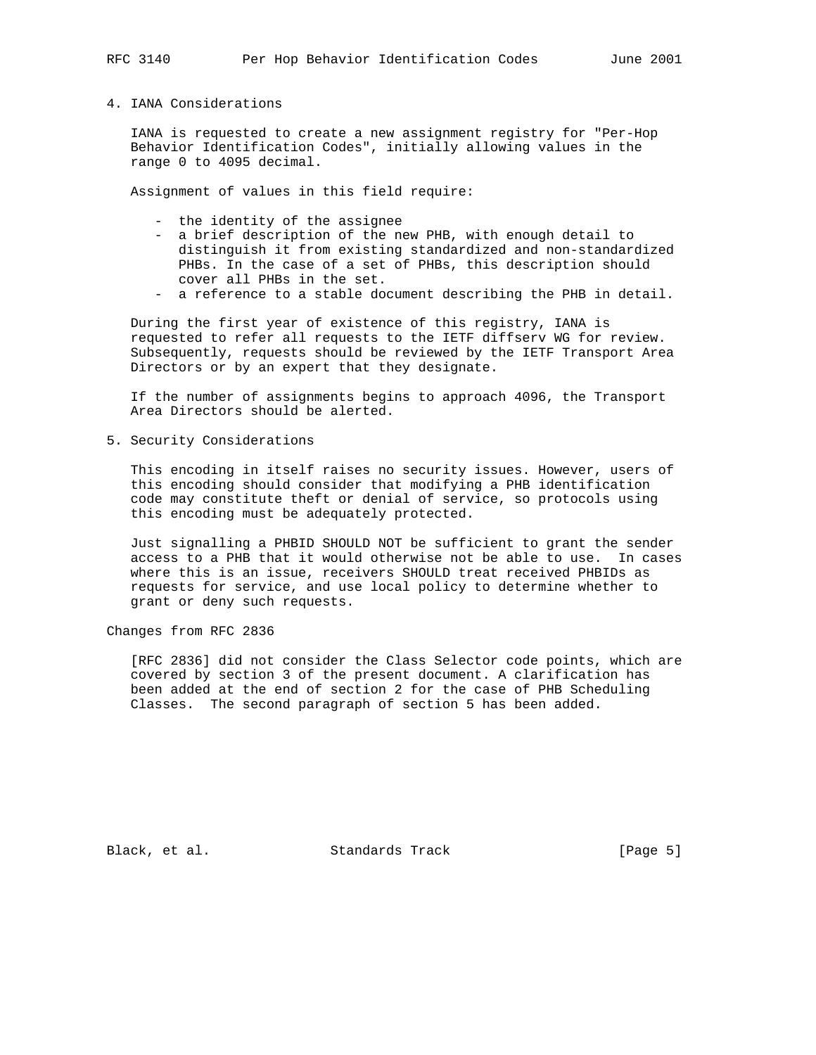## 4. IANA Considerations

IANA is requested to create a new assignment registry for "Per-Hop Behavior Identification Codes", initially allowing values in the range 0 to 4095 decimal.

Assignment of values in this field require:

- the identity of the assignee
- a brief description of the new PHB, with enough detail to distinguish it from existing standardized and non-standardized PHBs. In the case of a set of PHBs, this description should cover all PHBs in the set.
- a reference to a stable document describing the PHB in detail.

During the first year of existence of this registry, IANA is requested to refer all requests to the IETF diffserv WG for review. Subsequently, requests should be reviewed by the IETF Transport Area Directors or by an expert that they designate.

If the number of assignments begins to approach 4096, the Transport Area Directors should be alerted.

## 5. Security Considerations

This encoding in itself raises no security issues. However, users of this encoding should consider that modifying a PHB identification code may constitute theft or denial of service, so protocols using this encoding must be adequately protected.

Just signalling a PHBID SHOULD NOT be sufficient to grant the sender access to a PHB that it would otherwise not be able to use. In cases where this is an issue, receivers SHOULD treat received PHBIDs as requests for service, and use local policy to determine whether to grant or deny such requests.

## Changes from RFC 2836

[RFC 2836] did not consider the Class Selector code points, which are covered by section 3 of the present document. A clarification has been added at the end of section 2 for the case of PHB Scheduling Classes. The second paragraph of section 5 has been added.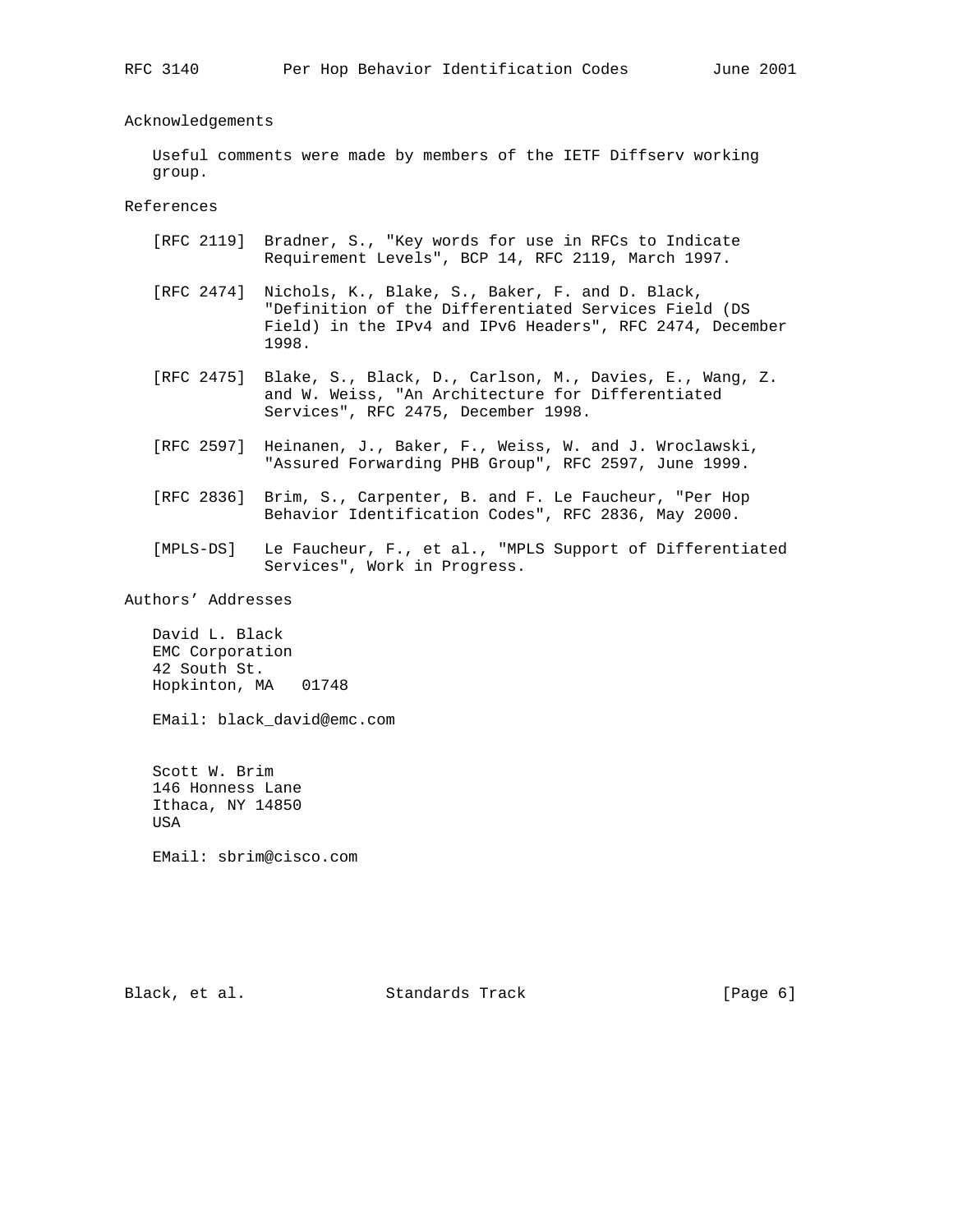## Acknowledgements

Useful comments were made by members of the IETF Diffserv working group.

## References

[RFC 2119] Bradner, S., "Key words for use in RFCs to Indicate Requirement Levels", BCP 14, RFC 2119, March 1997.

[RFC 2474] Nichols, K., Blake, S., Baker, F. and D. Black, "Definition of the Differentiated Services Field (DS Field) in the IPv4 and IPv6 Headers", RFC 2474, December 1998.

[RFC 2475] Blake, S., Black, D., Carlson, M., Davies, E., Wang, Z. and W. Weiss, "An Architecture for Differentiated Services", RFC 2475, December 1998.

[RFC 2597] Heinanen, J., Baker, F., Weiss, W. and J. Wroclawski, "Assured Forwarding PHB Group", RFC 2597, June 1999.

[RFC 2836] Brim, S., Carpenter, B. and F. Le Faucheur, "Per Hop Behavior Identification Codes", RFC 2836, May 2000.

[MPLS-DS] Le Faucheur, F., et al., "MPLS Support of Differentiated Services", Work in Progress.

## Authors' Addresses

David L. Black
EMC Corporation
42 South St.
Hopkinton, MA 01748

EMail: black_david@emc.com

Scott W. Brim
146 Honness Lane
Ithaca, NY 14850
USA

EMail: sbrim@cisco.com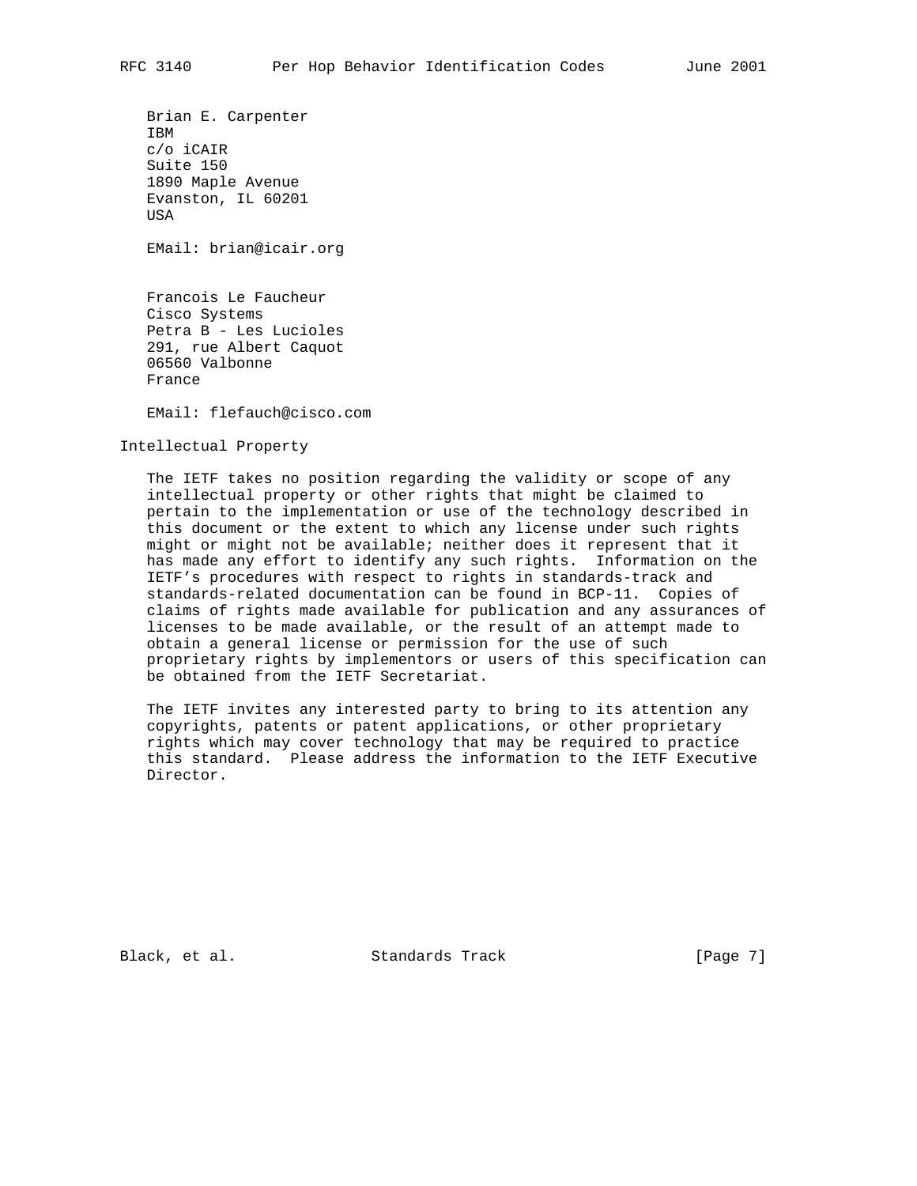Brian E. Carpenter
IBM
c/o iCAIR
Suite 150
1890 Maple Avenue
Evanston, IL 60201
USA

EMail: brian@icair.org

Francois Le Faucheur
Cisco Systems
Petra B - Les Lucioles
291, rue Albert Caquot
06560 Valbonne
France

EMail: flefauch@cisco.com

## Intellectual Property

The IETF takes no position regarding the validity or scope of any intellectual property or other rights that might be claimed to pertain to the implementation or use of the technology described in this document or the extent to which any license under such rights might or might not be available; neither does it represent that it has made any effort to identify any such rights. Information on the IETF's procedures with respect to rights in standards-track and standards-related documentation can be found in BCP-11. Copies of claims of rights made available for publication and any assurances of licenses to be made available, or the result of an attempt made to obtain a general license or permission for the use of such proprietary rights by implementors or users of this specification can be obtained from the IETF Secretariat.

The IETF invites any interested party to bring to its attention any copyrights, patents or patent applications, or other proprietary rights which may cover technology that may be required to practice this standard. Please address the information to the IETF Executive Director.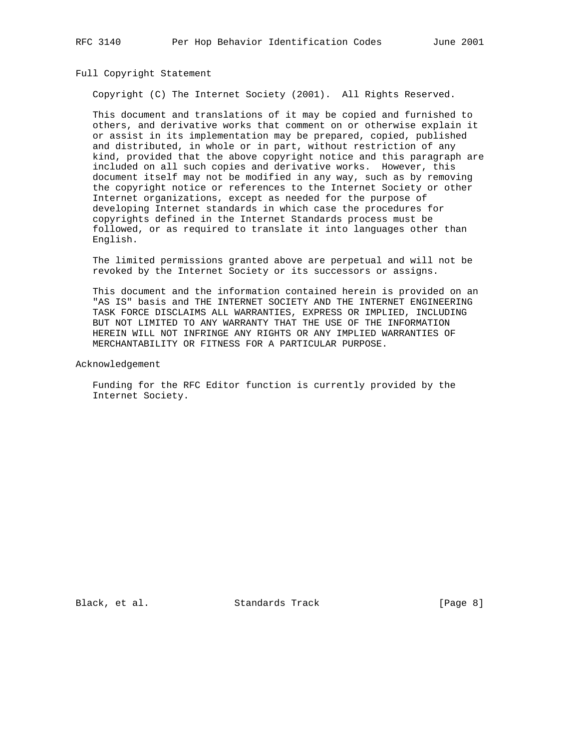## Full Copyright Statement

Copyright (C) The Internet Society (2001). All Rights Reserved.

This document and translations of it may be copied and furnished to others, and derivative works that comment on or otherwise explain it or assist in its implementation may be prepared, copied, published and distributed, in whole or in part, without restriction of any kind, provided that the above copyright notice and this paragraph are included on all such copies and derivative works. However, this document itself may not be modified in any way, such as by removing the copyright notice or references to the Internet Society or other Internet organizations, except as needed for the purpose of developing Internet standards in which case the procedures for copyrights defined in the Internet Standards process must be followed, or as required to translate it into languages other than English.

The limited permissions granted above are perpetual and will not be revoked by the Internet Society or its successors or assigns.

This document and the information contained herein is provided on an "AS IS" basis and THE INTERNET SOCIETY AND THE INTERNET ENGINEERING TASK FORCE DISCLAIMS ALL WARRANTIES, EXPRESS OR IMPLIED, INCLUDING BUT NOT LIMITED TO ANY WARRANTY THAT THE USE OF THE INFORMATION HEREIN WILL NOT INFRINGE ANY RIGHTS OR ANY IMPLIED WARRANTIES OF MERCHANTABILITY OR FITNESS FOR A PARTICULAR PURPOSE.

## Acknowledgement

Funding for the RFC Editor function is currently provided by the Internet Society.